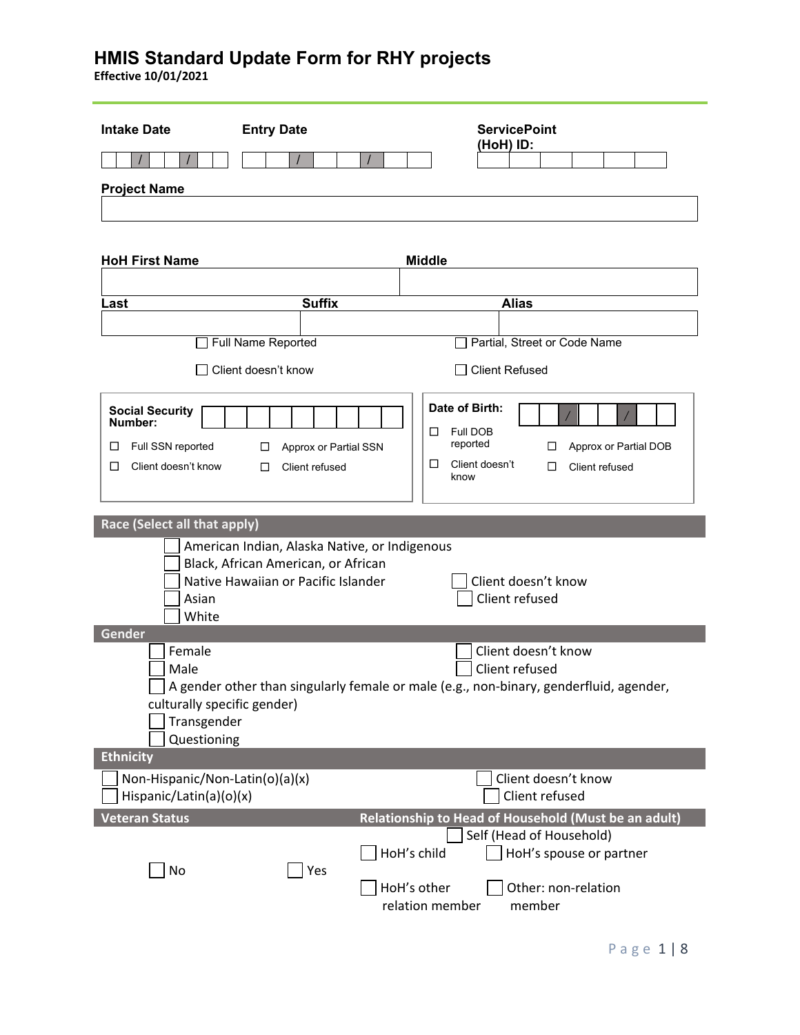# HMIS Standard Update Form for RHY projects

**Effective 10/01/2021**

**Intake Date** ___ / ___ / ___

**Entry Date** ___ / ___ / ___

**ServicePoint (HoH) ID:**

**Project Name**

**HoH First Name** | **Middle**

**Last** | **Suffix** | **Alias**

☐ Full Name Reported ☐ Partial, Street or Code Name

☐ Client doesn't know ☐ Client Refused

**Social Security Number:**

☐ Full SSN reported ☐ Approx or Partial SSN

☐ Client doesn't know ☐ Client refused

**Date of Birth:** ___ / ___ / ___

☐ Full DOB reported ☐ Approx or Partial DOB

☐ Client doesn't know ☐ Client refused

## Race (Select all that apply)

☐ American Indian, Alaska Native, or Indigenous
☐ Black, African American, or African
☐ Native Hawaiian or Pacific Islander
☐ Asian
☐ White

☐ Client doesn't know
☐ Client refused

## Gender

☐ Female
☐ Male
☐ A gender other than singularly female or male (e.g., non-binary, genderfluid, agender, culturally specific gender)
☐ Transgender
☐ Questioning

☐ Client doesn't know
☐ Client refused

## Ethnicity

☐ Non-Hispanic/Non-Latin(o)(a)(x)
☐ Hispanic/Latin(a)(o)(x)

☐ Client doesn't know
☐ Client refused

## Veteran Status

☐ No ☐ Yes

## Relationship to Head of Household (Must be an adult)

☐ Self (Head of Household)
☐ HoH's child ☐ HoH's spouse or partner
☐ HoH's other relation member ☐ Other: non-relation member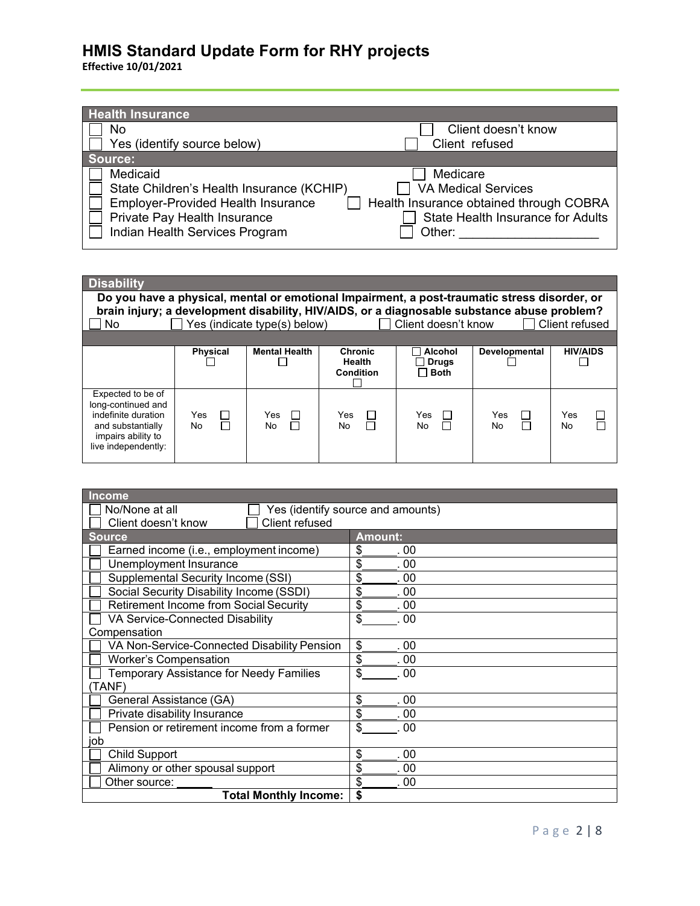# HMIS Standard Update Form for RHY projects

**Effective 10/01/2021**

## Health Insurance

| | |
|---|---|
| ☐ No | ☐ Client doesn't know |
| ☐ Yes (identify source below) | ☐ Client refused |

**Source:**

| | |
|---|---|
| ☐ Medicaid | ☐ Medicare |
| ☐ State Children's Health Insurance (KCHIP) | ☐ VA Medical Services |
| ☐ Employer-Provided Health Insurance | ☐ Health Insurance obtained through COBRA |
| ☐ Private Pay Health Insurance | ☐ State Health Insurance for Adults |
| ☐ Indian Health Services Program | ☐ Other: ____________________ |

## Disability

**Do you have a physical, mental or emotional Impairment, a post-traumatic stress disorder, or brain injury; a development disability, HIV/AIDS, or a diagnosable substance abuse problem?**

☐ No ☐ Yes (indicate type(s) below) ☐ Client doesn't know ☐ Client refused

| | Physical ☐ | Mental Health ☐ | Chronic Health Condition ☐ | ☐ Alcohol ☐ Drugs ☐ Both | Developmental ☐ | HIV/AIDS ☐ |
|---|---|---|---|---|---|---|
| Expected to be of long-continued and indefinite duration and substantially impairs ability to live independently: | Yes ☐ No ☐ | Yes ☐ No ☐ | Yes ☐ No ☐ | Yes ☐ No ☐ | Yes ☐ No ☐ | Yes ☐ No ☐ |

## Income

☐ No/None at all ☐ Yes (identify source and amounts)
☐ Client doesn't know ☐ Client refused

| Source | Amount: |
|---|---|
| ☐ Earned income (i.e., employment income) | $______. 00 |
| ☐ Unemployment Insurance | $______. 00 |
| ☐ Supplemental Security Income (SSI) | $______. 00 |
| ☐ Social Security Disability Income (SSDI) | $______. 00 |
| ☐ Retirement Income from Social Security | $______. 00 |
| ☐ VA Service-Connected Disability Compensation | $______. 00 |
| ☐ VA Non-Service-Connected Disability Pension | $______. 00 |
| ☐ Worker's Compensation | $______. 00 |
| ☐ Temporary Assistance for Needy Families (TANF) | $______. 00 |
| ☐ General Assistance (GA) | $______. 00 |
| ☐ Private disability Insurance | $______. 00 |
| ☐ Pension or retirement income from a former job | $______. 00 |
| ☐ Child Support | $______. 00 |
| ☐ Alimony or other spousal support | $______. 00 |
| ☐ Other source: ______ | $______. 00 |
| **Total Monthly Income:** | **$** |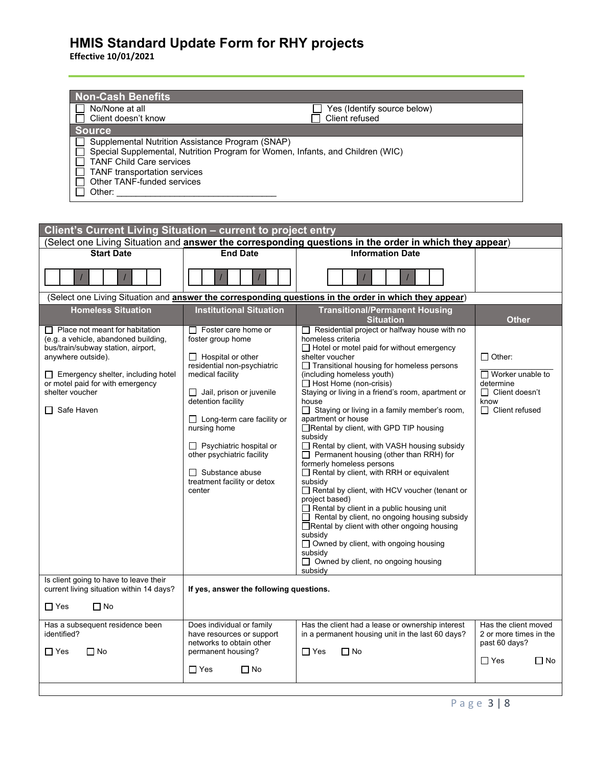# HMIS Standard Update Form for RHY projects

**Effective 10/01/2021**

## Non-Cash Benefits

| | |
|---|---|
| ☐ No/None at all | ☐ Yes (Identify source below) |
| ☐ Client doesn't know | ☐ Client refused |

### Source

- ☐ Supplemental Nutrition Assistance Program (SNAP)
- ☐ Special Supplemental, Nutrition Program for Women, Infants, and Children (WIC)
- ☐ TANF Child Care services
- ☐ TANF transportation services
- ☐ Other TANF-funded services
- ☐ Other: ______________________________

## Client's Current Living Situation – current to project entry

(Select one Living Situation and **answer the corresponding questions in the order in which they appear**)

| Start Date | End Date | Information Date | |
|---|---|---|---|
| __ __ / __ __ / __ __ __ __ | __ __ / __ __ / __ __ __ __ | __ __ / __ __ / __ __ __ __ | |

(Select one Living Situation and **answer the corresponding questions in the order in which they appear**)

| Homeless Situation | Institutional Situation | Transitional/Permanent Housing Situation | Other |
|---|---|---|---|
| ☐ Place not meant for habitation (e.g. a vehicle, abandoned building, bus/train/subway station, airport, anywhere outside).<br><br>☐ Emergency shelter, including hotel or motel paid for with emergency shelter voucher<br><br>☐ Safe Haven | ☐ Foster care home or foster group home<br><br>☐ Hospital or other residential non-psychiatric medical facility<br><br>☐ Jail, prison or juvenile detention facility<br><br>☐ Long-term care facility or nursing home<br><br>☐ Psychiatric hospital or other psychiatric facility<br><br>☐ Substance abuse treatment facility or detox center | ☐ Residential project or halfway house with no homeless criteria<br>☐ Hotel or motel paid for without emergency shelter voucher<br>☐ Transitional housing for homeless persons (including homeless youth)<br>☐ Host Home (non-crisis)<br>Staying or living in a friend's room, apartment or house<br>☐ Staying or living in a family member's room, apartment or house<br>☐ Rental by client, with GPD TIP housing subsidy<br>☐ Rental by client, with VASH housing subsidy<br>☐ Permanent housing (other than RRH) for formerly homeless persons<br>☐ Rental by client, with RRH or equivalent subsidy<br>☐ Rental by client, with HCV voucher (tenant or project based)<br>☐ Rental by client in a public housing unit<br>☐ Rental by client, no ongoing housing subsidy<br>☐ Rental by client with other ongoing housing subsidy<br>☐ Owned by client, with ongoing housing subsidy<br>☐ Owned by client, no ongoing housing subsidy | ☐ Other: ____________<br><br>☐ Worker unable to determine<br>☐ Client doesn't know<br>☐ Client refused |
| Is client going to have to leave their current living situation within 14 days?<br><br>☐ Yes ☐ No | **If yes, answer the following questions.** | | |
| Has a subsequent residence been identified?<br><br>☐ Yes ☐ No | Does individual or family have resources or support networks to obtain other permanent housing?<br><br>☐ Yes ☐ No | Has the client had a lease or ownership interest in a permanent housing unit in the last 60 days?<br><br>☐ Yes ☐ No | Has the client moved 2 or more times in the past 60 days?<br><br>☐ Yes ☐ No |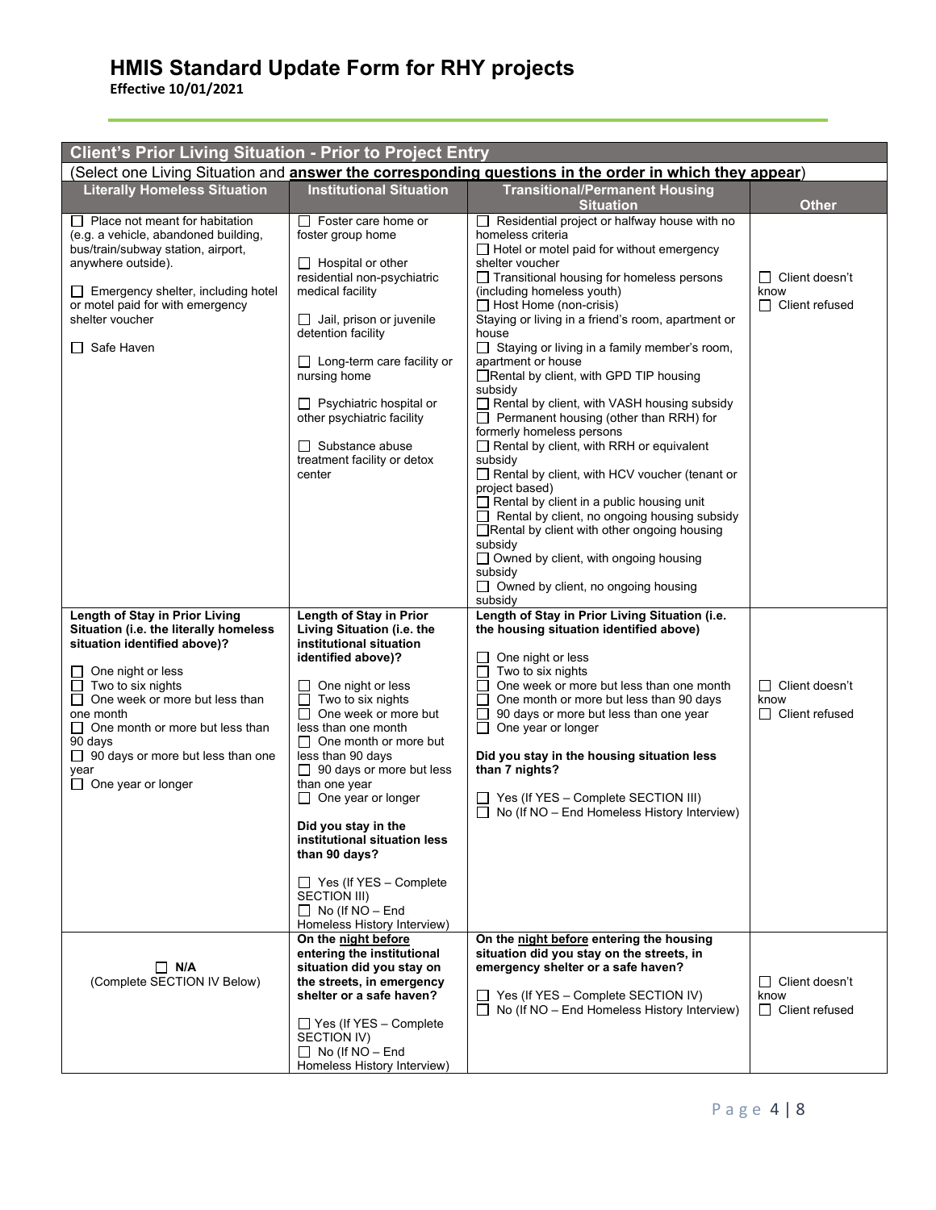# HMIS Standard Update Form for RHY projects

**Effective 10/01/2021**

| Client's Prior Living Situation - Prior to Project Entry | | | |
|---|---|---|---|
| (Select one Living Situation and **answer the corresponding questions in the order in which they appear**) | | | |
| **Literally Homeless Situation** | **Institutional Situation** | **Transitional/Permanent Housing Situation** | **Other** |
| ☐ Place not meant for habitation (e.g. a vehicle, abandoned building, bus/train/subway station, airport, anywhere outside).<br><br>☐ Emergency shelter, including hotel or motel paid for with emergency shelter voucher<br><br>☐ Safe Haven | ☐ Foster care home or foster group home<br><br>☐ Hospital or other residential non-psychiatric medical facility<br><br>☐ Jail, prison or juvenile detention facility<br><br>☐ Long-term care facility or nursing home<br><br>☐ Psychiatric hospital or other psychiatric facility<br><br>☐ Substance abuse treatment facility or detox center | ☐ Residential project or halfway house with no homeless criteria<br>☐ Hotel or motel paid for without emergency shelter voucher<br>☐ Transitional housing for homeless persons (including homeless youth)<br>☐ Host Home (non-crisis)<br>Staying or living in a friend's room, apartment or house<br>☐ Staying or living in a family member's room, apartment or house<br>☐ Rental by client, with GPD TIP housing subsidy<br>☐ Rental by client, with VASH housing subsidy<br>☐ Permanent housing (other than RRH) for formerly homeless persons<br>☐ Rental by client, with RRH or equivalent subsidy<br>☐ Rental by client, with HCV voucher (tenant or project based)<br>☐ Rental by client in a public housing unit<br>☐ Rental by client, no ongoing housing subsidy<br>☐ Rental by client with other ongoing housing subsidy<br>☐ Owned by client, with ongoing housing subsidy<br>☐ Owned by client, no ongoing housing subsidy | ☐ Client doesn't know<br>☐ Client refused |
| **Length of Stay in Prior Living Situation (i.e. the literally homeless situation identified above)?**<br><br>☐ One night or less<br>☐ Two to six nights<br>☐ One week or more but less than one month<br>☐ One month or more but less than 90 days<br>☐ 90 days or more but less than one year<br>☐ One year or longer | **Length of Stay in Prior Living Situation (i.e. the institutional situation identified above)?**<br><br>☐ One night or less<br>☐ Two to six nights<br>☐ One week or more but less than one month<br>☐ One month or more but less than 90 days<br>☐ 90 days or more but less than one year<br>☐ One year or longer<br><br>**Did you stay in the institutional situation less than 90 days?**<br><br>☐ Yes (If YES – Complete SECTION III)<br>☐ No (If NO – End Homeless History Interview) | **Length of Stay in Prior Living Situation (i.e. the housing situation identified above)**<br><br>☐ One night or less<br>☐ Two to six nights<br>☐ One week or more but less than one month<br>☐ One month or more but less than 90 days<br>☐ 90 days or more but less than one year<br>☐ One year or longer<br><br>**Did you stay in the housing situation less than 7 nights?**<br><br>☐ Yes (If YES – Complete SECTION III)<br>☐ No (If NO – End Homeless History Interview) | ☐ Client doesn't know<br>☐ Client refused |
| ☐ **N/A**<br>(Complete SECTION IV Below) | **On the <u>night before</u> entering the institutional situation did you stay on the streets, in emergency shelter or a safe haven?**<br><br>☐ Yes (If YES – Complete SECTION IV)<br>☐ No (If NO – End Homeless History Interview) | **On the <u>night before</u> entering the housing situation did you stay on the streets, in emergency shelter or a safe haven?**<br><br>☐ Yes (If YES – Complete SECTION IV)<br>☐ No (If NO – End Homeless History Interview) | ☐ Client doesn't know<br>☐ Client refused |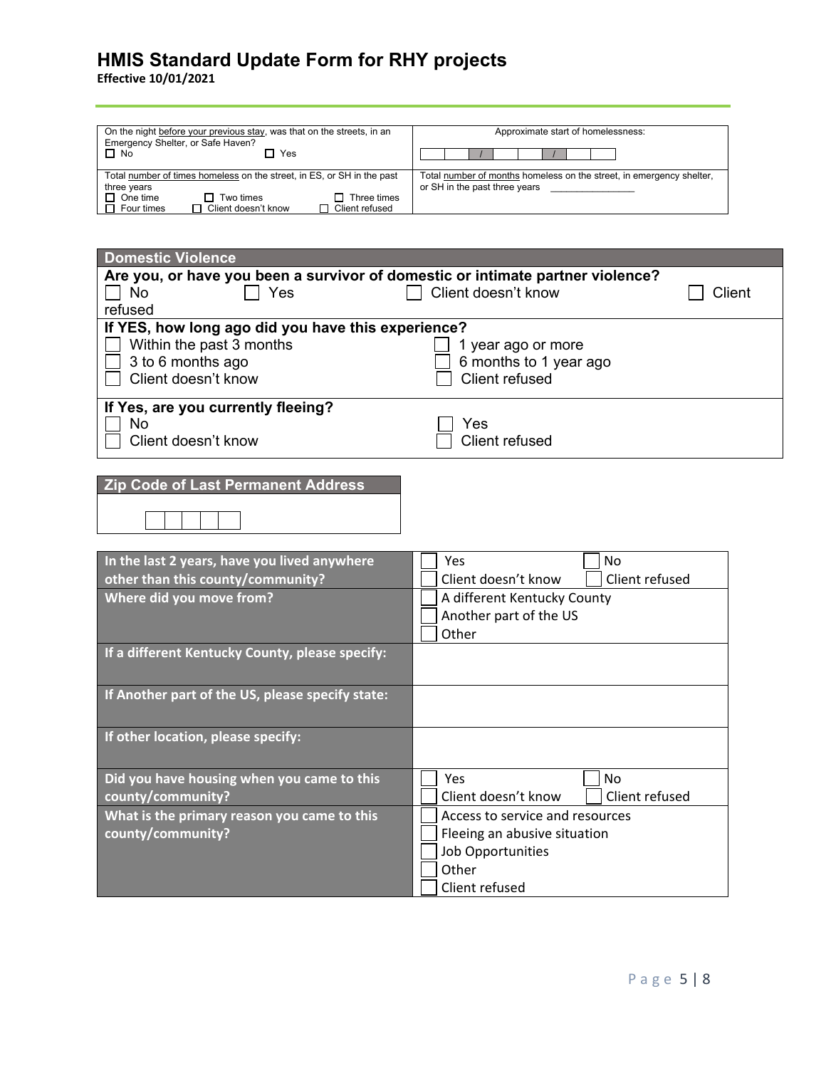# HMIS Standard Update Form for RHY projects

**Effective 10/01/2021**

| On the night before your previous stay, was that on the streets, in an Emergency Shelter, or Safe Haven? ☐ No ☐ Yes | Approximate start of homelessness: ☐☐ / ☐☐ / ☐☐☐☐ |
|---|---|
| Total number of times homeless on the street, in ES, or SH in the past three years ☐ One time ☐ Two times ☐ Three times ☐ Four times ☐ Client doesn't know ☐ Client refused | Total number of months homeless on the street, in emergency shelter, or SH in the past three years \_\_\_\_\_\_\_\_\_\_\_\_\_\_ |

## Domestic Violence

**Are you, or have you been a survivor of domestic or intimate partner violence?**

☐ No ☐ Yes ☐ Client doesn't know ☐ Client refused

**If YES, how long ago did you have this experience?**

☐ Within the past 3 months
☐ 1 year ago or more
☐ 3 to 6 months ago
☐ 6 months to 1 year ago
☐ Client doesn't know
☐ Client refused

**If Yes, are you currently fleeing?**

☐ No
☐ Yes
☐ Client doesn't know
☐ Client refused

## Zip Code of Last Permanent Address

☐☐☐☐☐

| | |
|---|---|
| **In the last 2 years, have you lived anywhere other than this county/community?** | ☐ Yes ☐ No ☐ Client doesn't know ☐ Client refused |
| **Where did you move from?** | ☐ A different Kentucky County ☐ Another part of the US ☐ Other |
| **If a different Kentucky County, please specify:** | |
| **If Another part of the US, please specify state:** | |
| **If other location, please specify:** | |
| **Did you have housing when you came to this county/community?** | ☐ Yes ☐ No ☐ Client doesn't know ☐ Client refused |
| **What is the primary reason you came to this county/community?** | ☐ Access to service and resources ☐ Fleeing an abusive situation ☐ Job Opportunities ☐ Other ☐ Client refused |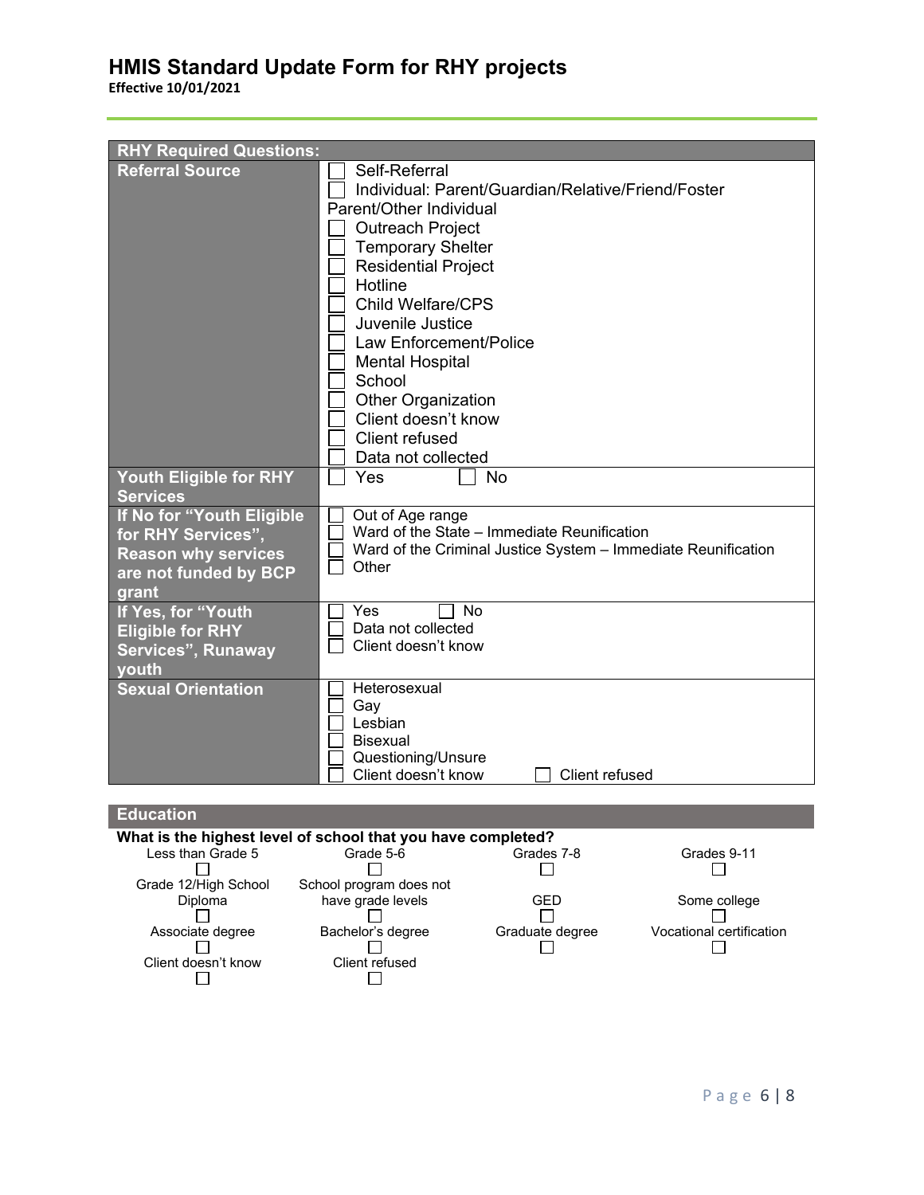# HMIS Standard Update Form for RHY projects

**Effective 10/01/2021**

| RHY Required Questions: | |
|---|---|
| **Referral Source** | ☐ Self-Referral<br>☐ Individual: Parent/Guardian/Relative/Friend/Foster Parent/Other Individual<br>☐ Outreach Project<br>☐ Temporary Shelter<br>☐ Residential Project<br>☐ Hotline<br>☐ Child Welfare/CPS<br>☐ Juvenile Justice<br>☐ Law Enforcement/Police<br>☐ Mental Hospital<br>☐ School<br>☐ Other Organization<br>☐ Client doesn't know<br>☐ Client refused<br>☐ Data not collected |
| **Youth Eligible for RHY Services** | ☐ Yes ☐ No |
| **If No for "Youth Eligible for RHY Services", Reason why services are not funded by BCP grant** | ☐ Out of Age range<br>☐ Ward of the State – Immediate Reunification<br>☐ Ward of the Criminal Justice System – Immediate Reunification<br>☐ Other |
| **If Yes, for "Youth Eligible for RHY Services", Runaway youth** | ☐ Yes ☐ No<br>☐ Data not collected<br>☐ Client doesn't know |
| **Sexual Orientation** | ☐ Heterosexual<br>☐ Gay<br>☐ Lesbian<br>☐ Bisexual<br>☐ Questioning/Unsure<br>☐ Client doesn't know ☐ Client refused |

## Education

**What is the highest level of school that you have completed?**

| | | | |
|---|---|---|---|
| Less than Grade 5 ☐ | Grade 5-6 ☐ | Grades 7-8 ☐ | Grades 9-11 ☐ |
| Grade 12/High School Diploma ☐ | School program does not have grade levels ☐ | GED ☐ | Some college ☐ |
| Associate degree ☐ | Bachelor's degree ☐ | Graduate degree ☐ | Vocational certification ☐ |
| Client doesn't know ☐ | Client refused ☐ | | |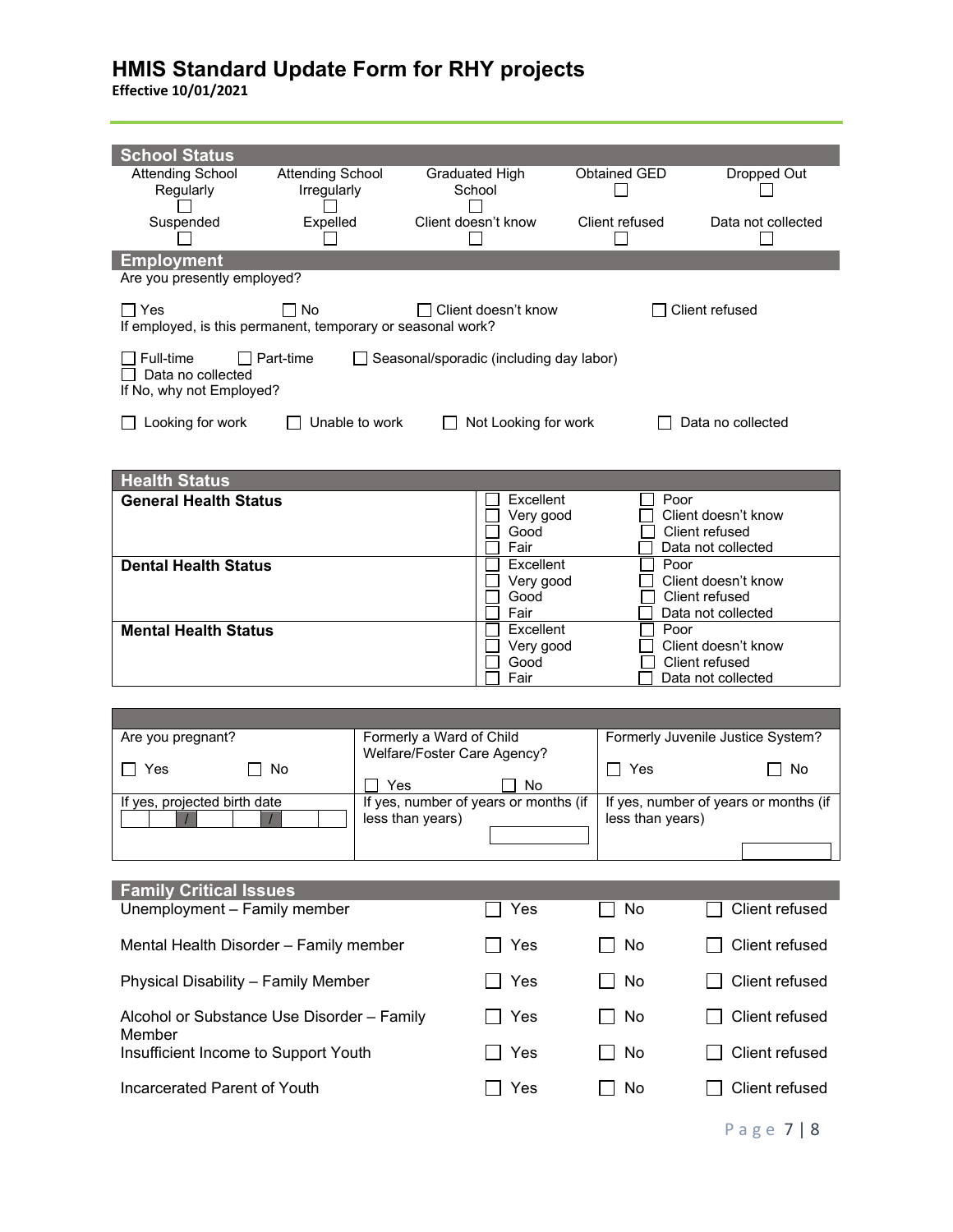# HMIS Standard Update Form for RHY projects

**Effective 10/01/2021**

## School Status

| Attending School Regularly | Attending School Irregularly | Graduated High School | Obtained GED | Dropped Out |
|---|---|---|---|---|
| ☐ | ☐ | ☐ | ☐ | ☐ |
| **Suspended** | **Expelled** | **Client doesn't know** | **Client refused** | **Data not collected** |
| ☐ | ☐ | ☐ | ☐ | ☐ |

## Employment

Are you presently employed?

☐ Yes ☐ No ☐ Client doesn't know ☐ Client refused

If employed, is this permanent, temporary or seasonal work?

☐ Full-time ☐ Part-time ☐ Seasonal/sporadic (including day labor)
☐ Data no collected

If No, why not Employed?

☐ Looking for work ☐ Unable to work ☐ Not Looking for work ☐ Data no collected

## Health Status

| | | |
|---|---|---|
| **General Health Status** | ☐ Excellent<br>☐ Very good<br>☐ Good<br>☐ Fair | ☐ Poor<br>☐ Client doesn't know<br>☐ Client refused<br>☐ Data not collected |
| **Dental Health Status** | ☐ Excellent<br>☐ Very good<br>☐ Good<br>☐ Fair | ☐ Poor<br>☐ Client doesn't know<br>☐ Client refused<br>☐ Data not collected |
| **Mental Health Status** | ☐ Excellent<br>☐ Very good<br>☐ Good<br>☐ Fair | ☐ Poor<br>☐ Client doesn't know<br>☐ Client refused<br>☐ Data not collected |

| | | |
|---|---|---|
| Are you pregnant?<br>☐ Yes ☐ No | Formerly a Ward of Child Welfare/Foster Care Agency?<br>☐ Yes ☐ No | Formerly Juvenile Justice System?<br>☐ Yes ☐ No |
| If yes, projected birth date<br>__ __ / __ __ / __ __ __ __ | If yes, number of years or months (if less than years)<br>________ | If yes, number of years or months (if less than years)<br>________ |

## Family Critical Issues

| | | | |
|---|---|---|---|
| Unemployment – Family member | ☐ Yes | ☐ No | ☐ Client refused |
| Mental Health Disorder – Family member | ☐ Yes | ☐ No | ☐ Client refused |
| Physical Disability – Family Member | ☐ Yes | ☐ No | ☐ Client refused |
| Alcohol or Substance Use Disorder – Family Member | ☐ Yes | ☐ No | ☐ Client refused |
| Insufficient Income to Support Youth | ☐ Yes | ☐ No | ☐ Client refused |
| Incarcerated Parent of Youth | ☐ Yes | ☐ No | ☐ Client refused |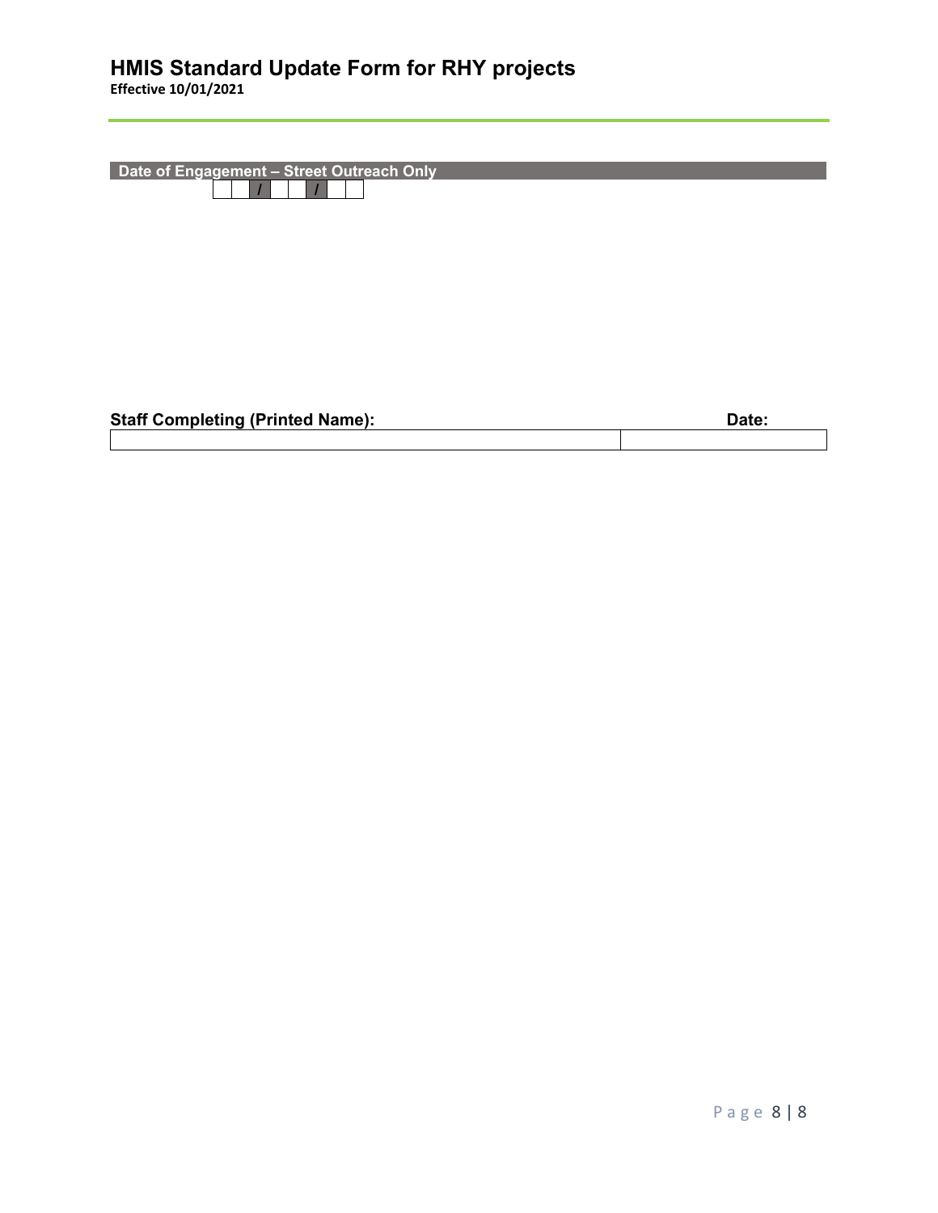**Date of Engagement – Street Outreach Only**

| | | | | | | | | |
|---|---|---|---|---|---|---|---|---|
| | | / | | | / | | | |

| Staff Completing (Printed Name): | Date: |
|---|---|
| | |